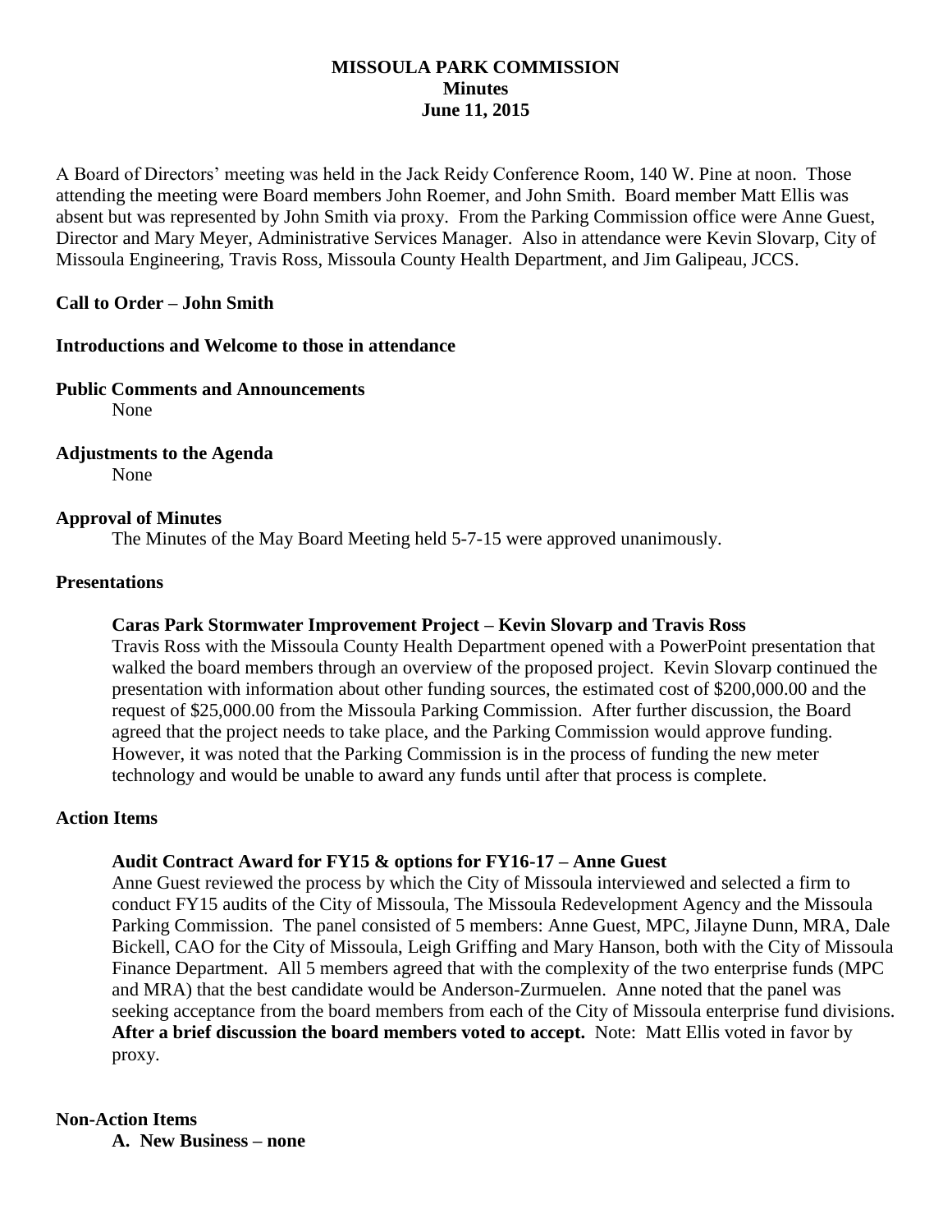# MISSOULA PARK COMMISSION
## Minutes
## June 11, 2015

A Board of Directors' meeting was held in the Jack Reidy Conference Room, 140 W. Pine at noon. Those attending the meeting were Board members John Roemer, and John Smith. Board member Matt Ellis was absent but was represented by John Smith via proxy. From the Parking Commission office were Anne Guest, Director and Mary Meyer, Administrative Services Manager. Also in attendance were Kevin Slovarp, City of Missoula Engineering, Travis Ross, Missoula County Health Department, and Jim Galipeau, JCCS.

**Call to Order – John Smith**

**Introductions and Welcome to those in attendance**

**Public Comments and Announcements**

None

**Adjustments to the Agenda**

None

**Approval of Minutes**

The Minutes of the May Board Meeting held 5-7-15 were approved unanimously.

**Presentations**

**Caras Park Stormwater Improvement Project – Kevin Slovarp and Travis Ross**

Travis Ross with the Missoula County Health Department opened with a PowerPoint presentation that walked the board members through an overview of the proposed project. Kevin Slovarp continued the presentation with information about other funding sources, the estimated cost of $200,000.00 and the request of $25,000.00 from the Missoula Parking Commission. After further discussion, the Board agreed that the project needs to take place, and the Parking Commission would approve funding. However, it was noted that the Parking Commission is in the process of funding the new meter technology and would be unable to award any funds until after that process is complete.

**Action Items**

**Audit Contract Award for FY15 & options for FY16-17 – Anne Guest**

Anne Guest reviewed the process by which the City of Missoula interviewed and selected a firm to conduct FY15 audits of the City of Missoula, The Missoula Redevelopment Agency and the Missoula Parking Commission. The panel consisted of 5 members: Anne Guest, MPC, Jilayne Dunn, MRA, Dale Bickell, CAO for the City of Missoula, Leigh Griffing and Mary Hanson, both with the City of Missoula Finance Department. All 5 members agreed that with the complexity of the two enterprise funds (MPC and MRA) that the best candidate would be Anderson-Zurmuelen. Anne noted that the panel was seeking acceptance from the board members from each of the City of Missoula enterprise fund divisions. **After a brief discussion the board members voted to accept.** Note: Matt Ellis voted in favor by proxy.

**Non-Action Items**

**A. New Business – none**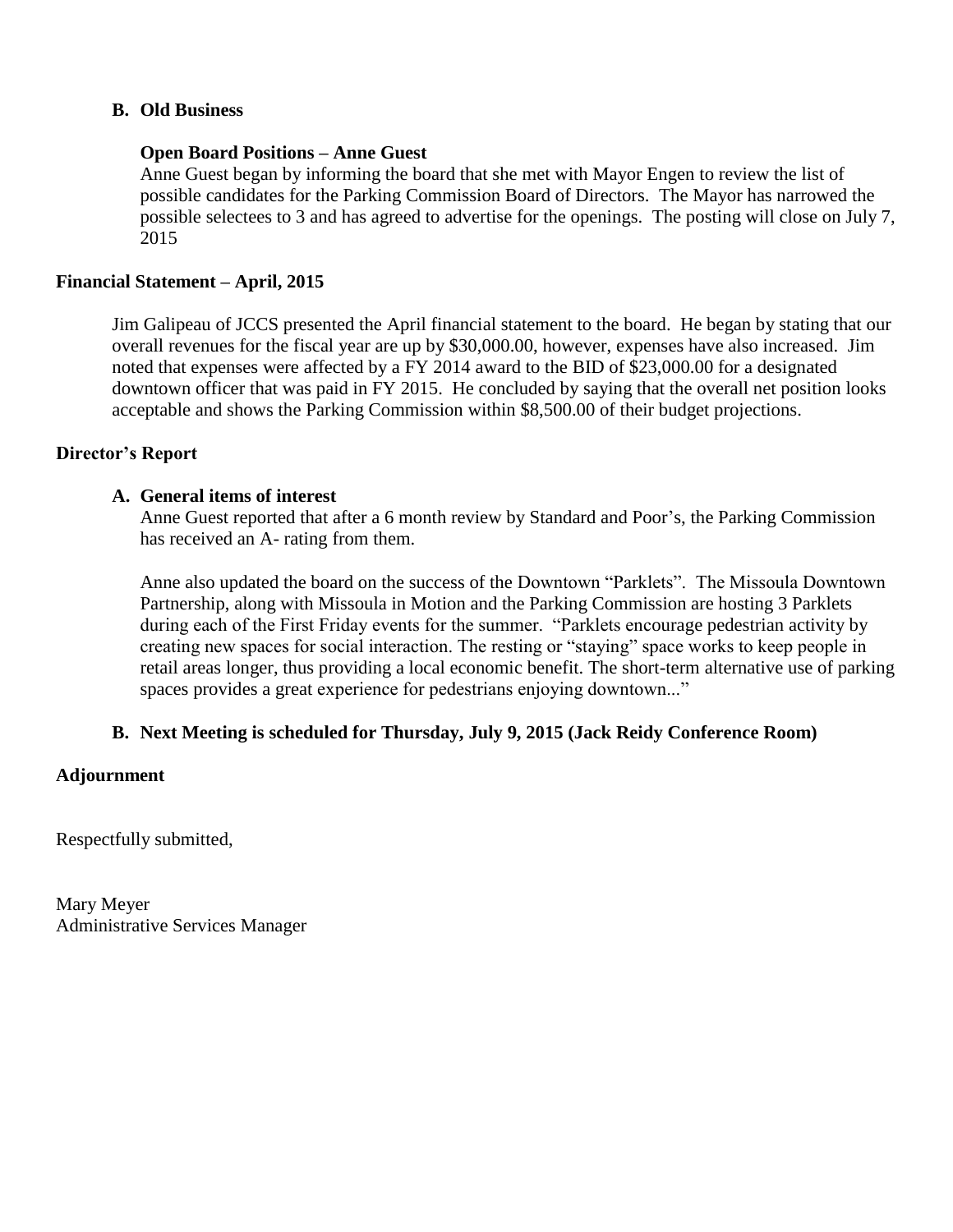### B. Old Business

**Open Board Positions – Anne Guest**

Anne Guest began by informing the board that she met with Mayor Engen to review the list of possible candidates for the Parking Commission Board of Directors. The Mayor has narrowed the possible selectees to 3 and has agreed to advertise for the openings. The posting will close on July 7, 2015

## Financial Statement – April, 2015

Jim Galipeau of JCCS presented the April financial statement to the board. He began by stating that our overall revenues for the fiscal year are up by $30,000.00, however, expenses have also increased. Jim noted that expenses were affected by a FY 2014 award to the BID of $23,000.00 for a designated downtown officer that was paid in FY 2015. He concluded by saying that the overall net position looks acceptable and shows the Parking Commission within $8,500.00 of their budget projections.

## Director's Report

### A. General items of interest

Anne Guest reported that after a 6 month review by Standard and Poor's, the Parking Commission has received an A- rating from them.

Anne also updated the board on the success of the Downtown "Parklets". The Missoula Downtown Partnership, along with Missoula in Motion and the Parking Commission are hosting 3 Parklets during each of the First Friday events for the summer. "Parklets encourage pedestrian activity by creating new spaces for social interaction. The resting or "staying" space works to keep people in retail areas longer, thus providing a local economic benefit. The short-term alternative use of parking spaces provides a great experience for pedestrians enjoying downtown..."

### B. Next Meeting is scheduled for Thursday, July 9, 2015 (Jack Reidy Conference Room)

## Adjournment

Respectfully submitted,

Mary Meyer
Administrative Services Manager